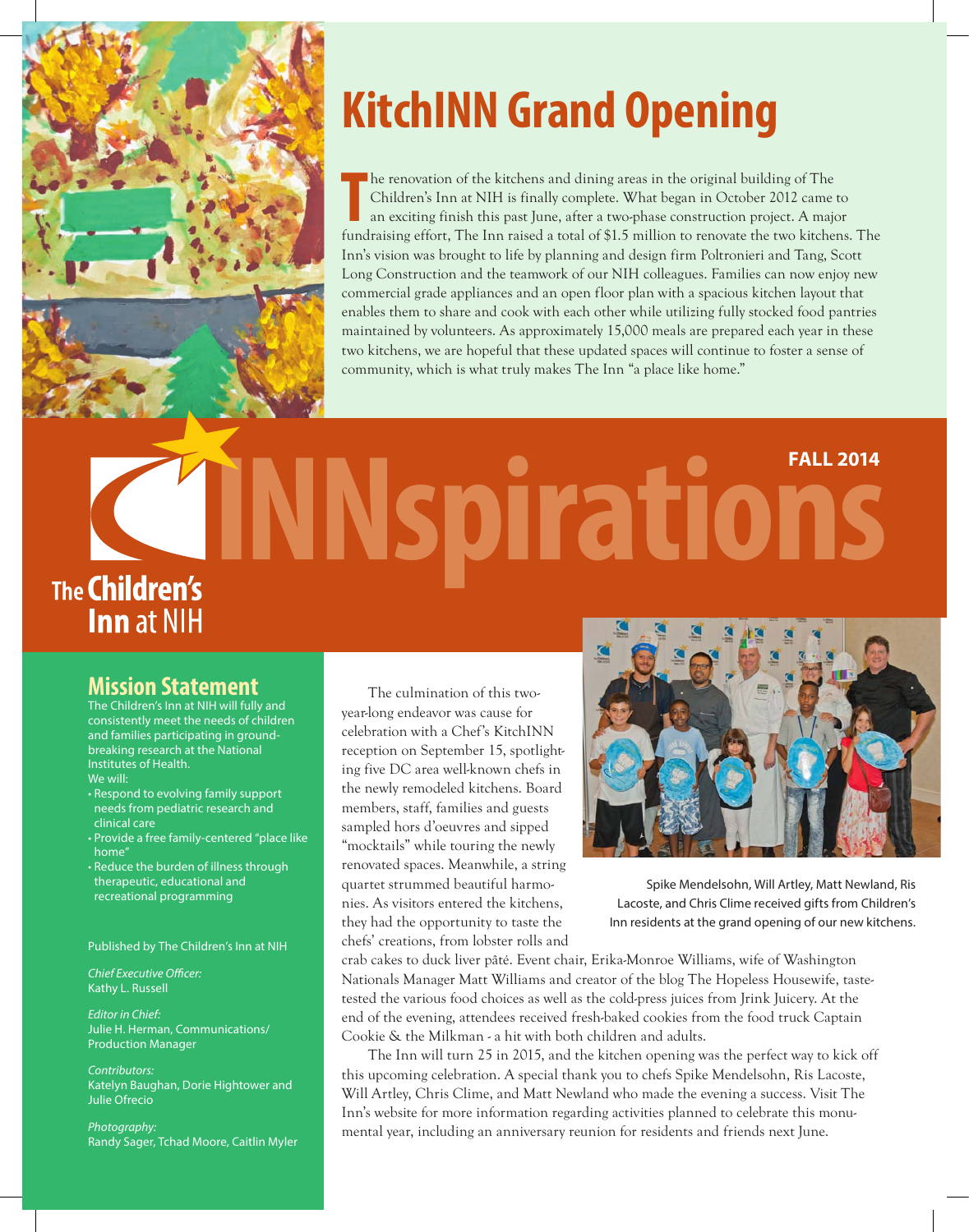# KitchINN Grand Opening

The renovation of the kitchens and dining areas in the original building of The Children's Inn at NIH is finally complete. What began in October 2012 came to an exciting finish this past June, after a two-phase construction project. A major fundraising effort, The Inn raised a total of $1.5 million to renovate the two kitchens. The Inn's vision was brought to life by planning and design firm Poltronieri and Tang, Scott Long Construction and the teamwork of our NIH colleagues. Families can now enjoy new commercial grade appliances and an open floor plan with a spacious kitchen layout that enables them to share and cook with each other while utilizing fully stocked food pantries maintained by volunteers. As approximately 15,000 meals are prepared each year in these two kitchens, we are hopeful that these updated spaces will continue to foster a sense of community, which is what truly makes The Inn "a place like home."

# INNspirations

**FALL 2014**

The Children's Inn at NIH

## Mission Statement

The Children's Inn at NIH will fully and consistently meet the needs of children and families participating in ground-breaking research at the National Institutes of Health.

We will:

- Respond to evolving family support needs from pediatric research and clinical care
- Provide a free family-centered "place like home"
- Reduce the burden of illness through therapeutic, educational and recreational programming

Published by The Children's Inn at NIH

*Chief Executive Officer:*
Kathy L. Russell

*Editor in Chief:*
Julie H. Herman, Communications/Production Manager

*Contributors:*
Katelyn Baughan, Dorie Hightower and Julie Ofrecio

*Photography:*
Randy Sager, Tchad Moore, Caitlin Myler

The culmination of this two-year-long endeavor was cause for celebration with a Chef's KitchINN reception on September 15, spotlighting five DC area well-known chefs in the newly remodeled kitchens. Board members, staff, families and guests sampled hors d'oeuvres and sipped "mocktails" while touring the newly renovated spaces. Meanwhile, a string quartet strummed beautiful harmonies. As visitors entered the kitchens, they had the opportunity to taste the chefs' creations, from lobster rolls and crab cakes to duck liver pâté. Event chair, Erika-Monroe Williams, wife of Washington Nationals Manager Matt Williams and creator of the blog The Hopeless Housewife, taste-tested the various food choices as well as the cold-press juices from Jrink Juicery. At the end of the evening, attendees received fresh-baked cookies from the food truck Captain Cookie & the Milkman - a hit with both children and adults.

Spike Mendelsohn, Will Artley, Matt Newland, Ris Lacoste, and Chris Clime received gifts from Children's Inn residents at the grand opening of our new kitchens.

The Inn will turn 25 in 2015, and the kitchen opening was the perfect way to kick off this upcoming celebration. A special thank you to chefs Spike Mendelsohn, Ris Lacoste, Will Artley, Chris Clime, and Matt Newland who made the evening a success. Visit The Inn's website for more information regarding activities planned to celebrate this monumental year, including an anniversary reunion for residents and friends next June.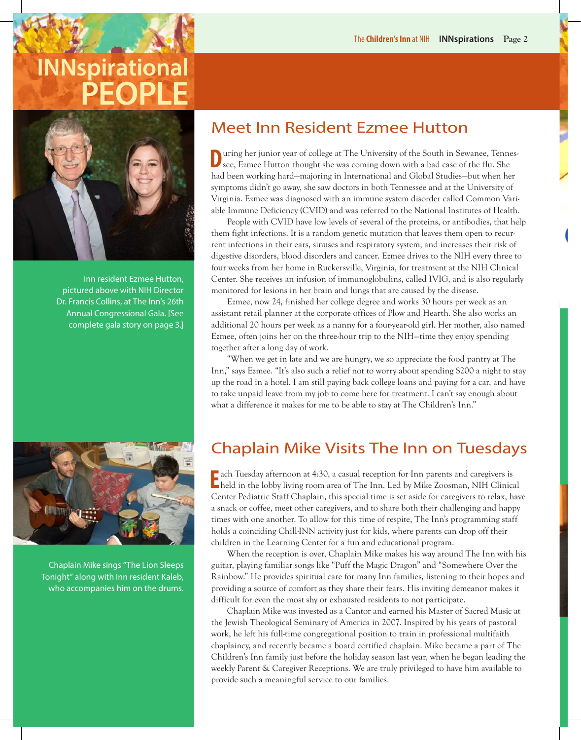# INNspirational PEOPLE

Inn resident Ezmee Hutton, pictured above with NIH Director Dr. Francis Collins, at The Inn's 26th Annual Congressional Gala. [See complete gala story on page 3.]

## Meet Inn Resident Ezmee Hutton

During her junior year of college at The University of the South in Sewanee, Tennessee, Ezmee Hutton thought she was coming down with a bad case of the flu. She had been working hard—majoring in International and Global Studies—but when her symptoms didn't go away, she saw doctors in both Tennessee and at the University of Virginia. Ezmee was diagnosed with an immune system disorder called Common Variable Immune Deficiency (CVID) and was referred to the National Institutes of Health.

People with CVID have low levels of several of the proteins, or antibodies, that help them fight infections. It is a random genetic mutation that leaves them open to recurrent infections in their ears, sinuses and respiratory system, and increases their risk of digestive disorders, blood disorders and cancer. Ezmee drives to the NIH every three to four weeks from her home in Ruckersville, Virginia, for treatment at the NIH Clinical Center. She receives an infusion of immunoglobulins, called IVIG, and is also regularly monitored for lesions in her brain and lungs that are caused by the disease.

Ezmee, now 24, finished her college degree and works 30 hours per week as an assistant retail planner at the corporate offices of Plow and Hearth. She also works an additional 20 hours per week as a nanny for a four-year-old girl. Her mother, also named Ezmee, often joins her on the three-hour trip to the NIH—time they enjoy spending together after a long day of work.

"When we get in late and we are hungry, we so appreciate the food pantry at The Inn," says Ezmee. "It's also such a relief not to worry about spending $200 a night to stay up the road in a hotel. I am still paying back college loans and paying for a car, and have to take unpaid leave from my job to come here for treatment. I can't say enough about what a difference it makes for me to be able to stay at The Children's Inn."

Chaplain Mike sings "The Lion Sleeps Tonight" along with Inn resident Kaleb, who accompanies him on the drums.

## Chaplain Mike Visits The Inn on Tuesdays

Each Tuesday afternoon at 4:30, a casual reception for Inn parents and caregivers is held in the lobby living room area of The Inn. Led by Mike Zoosman, NIH Clinical Center Pediatric Staff Chaplain, this special time is set aside for caregivers to relax, have a snack or coffee, meet other caregivers, and to share both their challenging and happy times with one another. To allow for this time of respite, The Inn's programming staff holds a coinciding Chill-INN activity just for kids, where parents can drop off their children in the Learning Center for a fun and educational program.

When the reception is over, Chaplain Mike makes his way around The Inn with his guitar, playing familiar songs like "Puff the Magic Dragon" and "Somewhere Over the Rainbow." He provides spiritual care for many Inn families, listening to their hopes and providing a source of comfort as they share their fears. His inviting demeanor makes it difficult for even the most shy or exhausted residents to not participate.

Chaplain Mike was invested as a Cantor and earned his Master of Sacred Music at the Jewish Theological Seminary of America in 2007. Inspired by his years of pastoral work, he left his full-time congregational position to train in professional multifaith chaplaincy, and recently became a board certified chaplain. Mike became a part of The Children's Inn family just before the holiday season last year, when he began leading the weekly Parent & Caregiver Receptions. We are truly privileged to have him available to provide such a meaningful service to our families.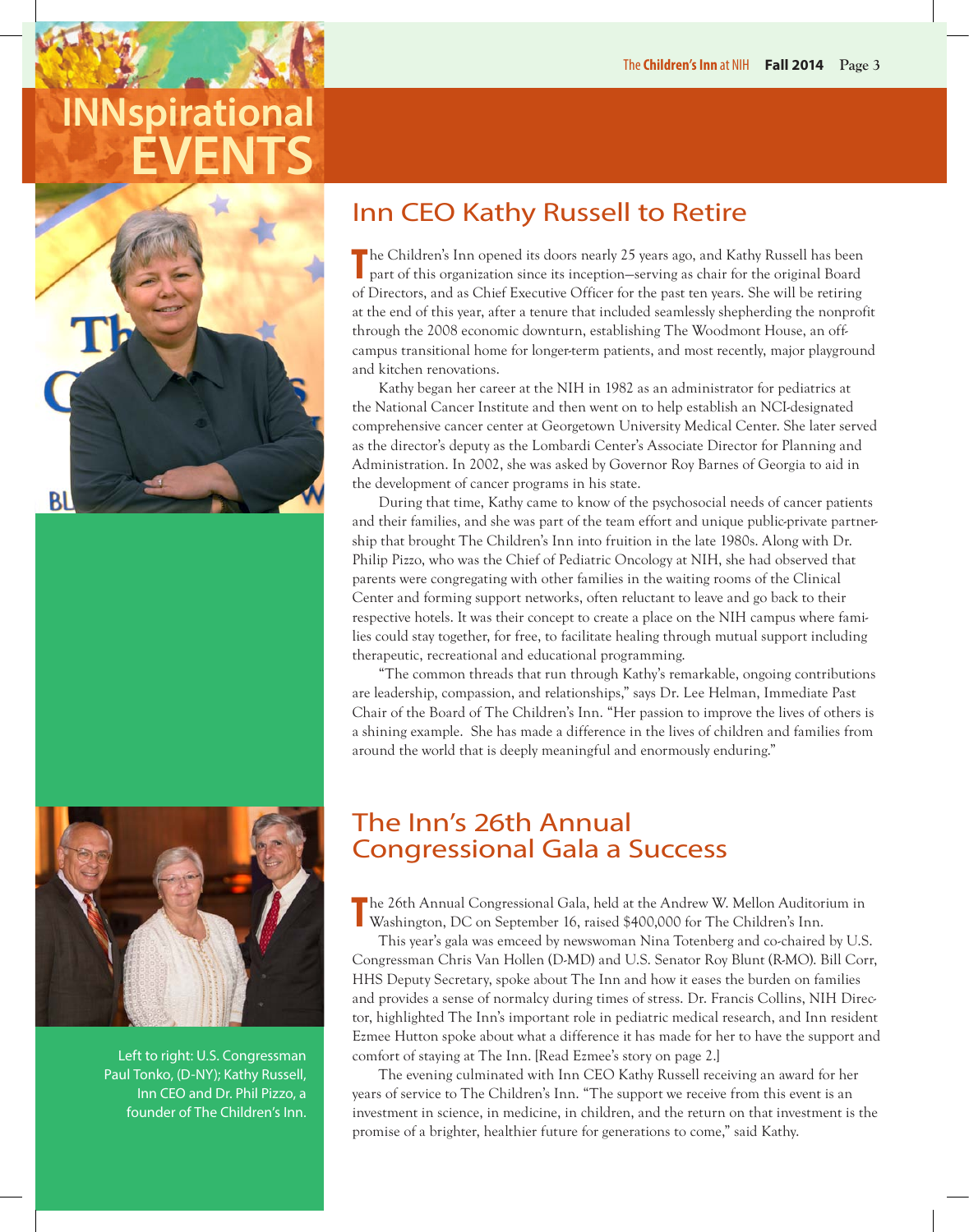# INNspirational EVENTS

## Inn CEO Kathy Russell to Retire

The Children's Inn opened its doors nearly 25 years ago, and Kathy Russell has been part of this organization since its inception—serving as chair for the original Board of Directors, and as Chief Executive Officer for the past ten years. She will be retiring at the end of this year, after a tenure that included seamlessly shepherding the nonprofit through the 2008 economic downturn, establishing The Woodmont House, an off-campus transitional home for longer-term patients, and most recently, major playground and kitchen renovations.

Kathy began her career at the NIH in 1982 as an administrator for pediatrics at the National Cancer Institute and then went on to help establish an NCI-designated comprehensive cancer center at Georgetown University Medical Center. She later served as the director's deputy as the Lombardi Center's Associate Director for Planning and Administration. In 2002, she was asked by Governor Roy Barnes of Georgia to aid in the development of cancer programs in his state.

During that time, Kathy came to know of the psychosocial needs of cancer patients and their families, and she was part of the team effort and unique public-private partnership that brought The Children's Inn into fruition in the late 1980s. Along with Dr. Philip Pizzo, who was the Chief of Pediatric Oncology at NIH, she had observed that parents were congregating with other families in the waiting rooms of the Clinical Center and forming support networks, often reluctant to leave and go back to their respective hotels. It was their concept to create a place on the NIH campus where families could stay together, for free, to facilitate healing through mutual support including therapeutic, recreational and educational programming.

"The common threads that run through Kathy's remarkable, ongoing contributions are leadership, compassion, and relationships," says Dr. Lee Helman, Immediate Past Chair of the Board of The Children's Inn. "Her passion to improve the lives of others is a shining example. She has made a difference in the lives of children and families from around the world that is deeply meaningful and enormously enduring."

## The Inn's 26th Annual Congressional Gala a Success

The 26th Annual Congressional Gala, held at the Andrew W. Mellon Auditorium in Washington, DC on September 16, raised $400,000 for The Children's Inn.

This year's gala was emceed by newswoman Nina Totenberg and co-chaired by U.S. Congressman Chris Van Hollen (D-MD) and U.S. Senator Roy Blunt (R-MO). Bill Corr, HHS Deputy Secretary, spoke about The Inn and how it eases the burden on families and provides a sense of normalcy during times of stress. Dr. Francis Collins, NIH Director, highlighted The Inn's important role in pediatric medical research, and Inn resident Ezmee Hutton spoke about what a difference it has made for her to have the support and comfort of staying at The Inn. [Read Ezmee's story on page 2.]

The evening culminated with Inn CEO Kathy Russell receiving an award for her years of service to The Children's Inn. "The support we receive from this event is an investment in science, in medicine, in children, and the return on that investment is the promise of a brighter, healthier future for generations to come," said Kathy.

Left to right: U.S. Congressman Paul Tonko, (D-NY); Kathy Russell, Inn CEO and Dr. Phil Pizzo, a founder of The Children's Inn.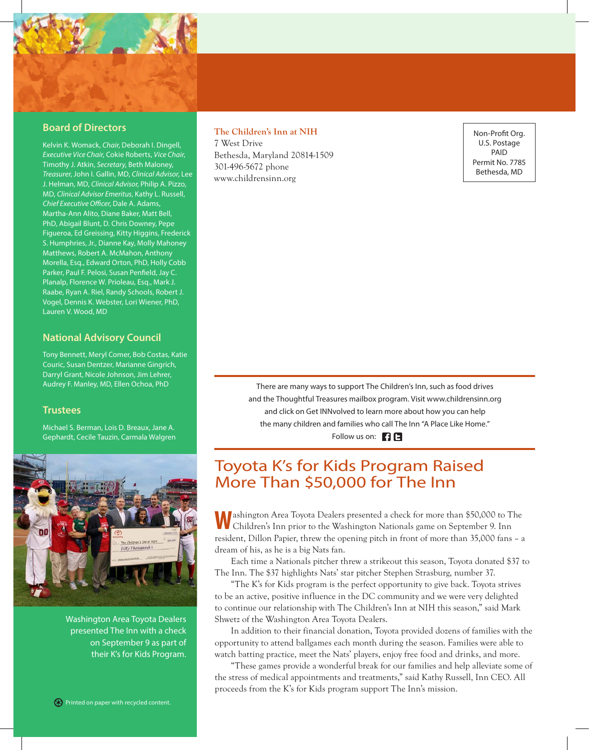## Board of Directors

Kelvin K. Womack, *Chair,* Deborah I. Dingell, *Executive Vice Chair,* Cokie Roberts, *Vice Chair,* Timothy J. Atkin, *Secretary,* Beth Maloney, *Treasurer,* John I. Gallin, MD, *Clinical Advisor,* Lee J. Helman, MD, *Clinical Advisor,* Philip A. Pizzo, MD, *Clinical Advisor Emeritus,* Kathy L. Russell, *Chief Executive Officer,* Dale A. Adams, Martha-Ann Alito, Diane Baker, Matt Bell, PhD, Abigail Blunt, D. Chris Downey, Pepe Figueroa, Ed Greissing, Kitty Higgins, Frederick S. Humphries, Jr., Dianne Kay, Molly Mahoney Matthews, Robert A. McMahon, Anthony Morella, Esq., Edward Orton, PhD, Holly Cobb Parker, Paul F. Pelosi, Susan Penfield, Jay C. Planalp, Florence W. Prioleau, Esq., Mark J. Raabe, Ryan A. Riel, Randy Schools, Robert J. Vogel, Dennis K. Webster, Lori Wiener, PhD, Lauren V. Wood, MD

## National Advisory Council

Tony Bennett, Meryl Comer, Bob Costas, Katie Couric, Susan Dentzer, Marianne Gingrich, Darryl Grant, Nicole Johnson, Jim Lehrer, Audrey F. Manley, MD, Ellen Ochoa, PhD

## Trustees

Michael S. Berman, Lois D. Breaux, Jane A. Gephardt, Cecile Tauzin, Carmala Walgren

Washington Area Toyota Dealers presented The Inn with a check on September 9 as part of their K's for Kids Program.

Printed on paper with recycled content.

**The Children's Inn at NIH**
7 West Drive
Bethesda, Maryland 20814-1509
301-496-5672 phone
www.childrensinn.org

Non-Profit Org.
U.S. Postage
PAID
Permit No. 7785
Bethesda, MD

There are many ways to support The Children's Inn, such as food drives and the Thoughtful Treasures mailbox program. Visit www.childrensinn.org and click on Get INNvolved to learn more about how you can help the many children and families who call The Inn "A Place Like Home."

Follow us on:

# Toyota K's for Kids Program Raised More Than $50,000 for The Inn

Washington Area Toyota Dealers presented a check for more than $50,000 to The Children's Inn prior to the Washington Nationals game on September 9. Inn resident, Dillon Papier, threw the opening pitch in front of more than 35,000 fans – a dream of his, as he is a big Nats fan.

Each time a Nationals pitcher threw a strikeout this season, Toyota donated $37 to The Inn. The $37 highlights Nats' star pitcher Stephen Strasburg, number 37.

"The K's for Kids program is the perfect opportunity to give back. Toyota strives to be an active, positive influence in the DC community and we were very delighted to continue our relationship with The Children's Inn at NIH this season," said Mark Shwetz of the Washington Area Toyota Dealers.

In addition to their financial donation, Toyota provided dozens of families with the opportunity to attend ballgames each month during the season. Families were able to watch batting practice, meet the Nats' players, enjoy free food and drinks, and more.

"These games provide a wonderful break for our families and help alleviate some of the stress of medical appointments and treatments," said Kathy Russell, Inn CEO. All proceeds from the K's for Kids program support The Inn's mission.